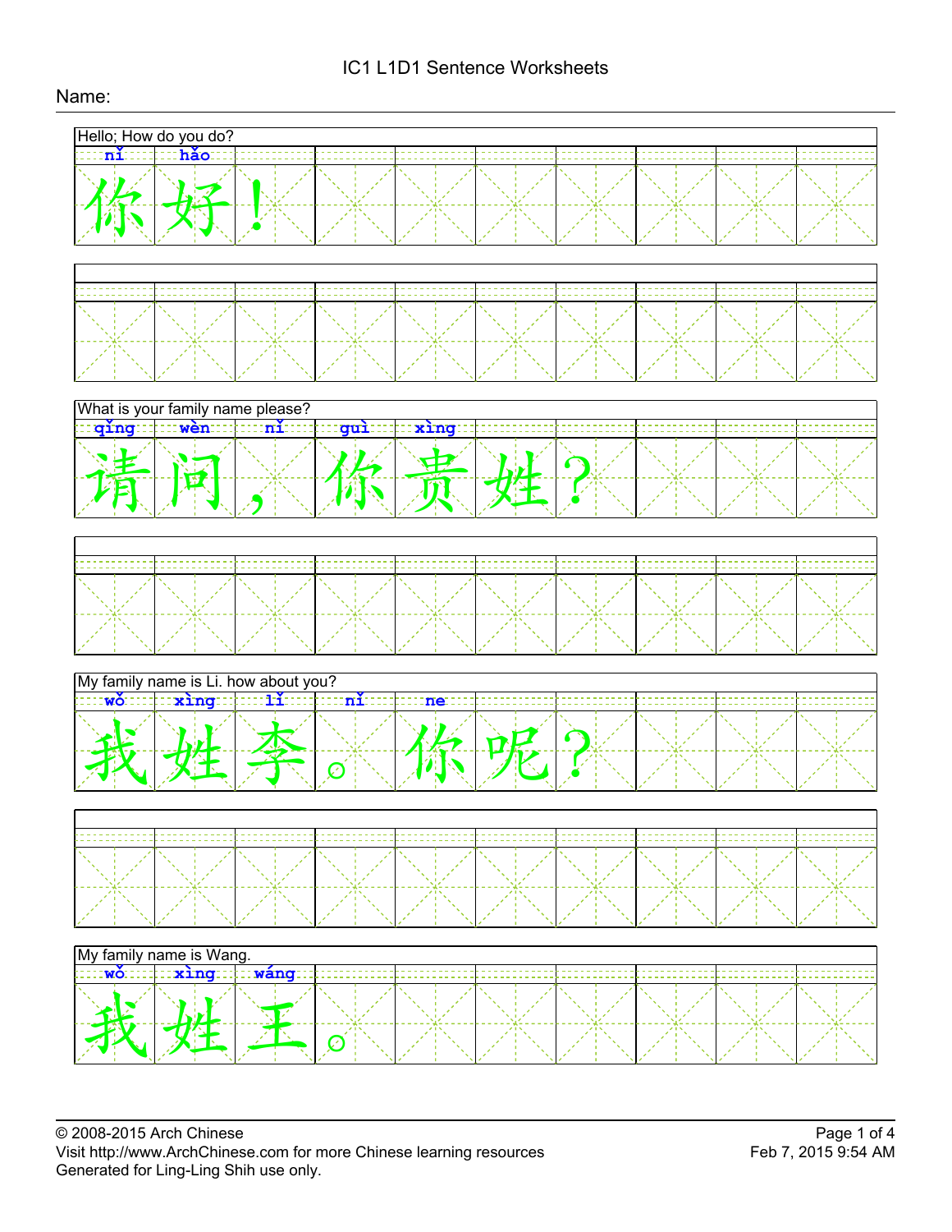# IC1 L1D1 Sentence Worksheets

Name:

Hello; How do you do?

nǐ hǎo

你好！

What is your family name please?

qǐng wèn nǐ guì xìng

请问，你贵姓？

My family name is Li. how about you?

wǒ xìng lǐ nǐ ne

我姓李。你呢？

My family name is Wang.

wǒ xìng wáng

我姓王。

© 2008-2015 Arch Chinese
Visit http://www.ArchChinese.com for more Chinese learning resources
Generated for Ling-Ling Shih use only.

Feb 7, 2015 9:54 AM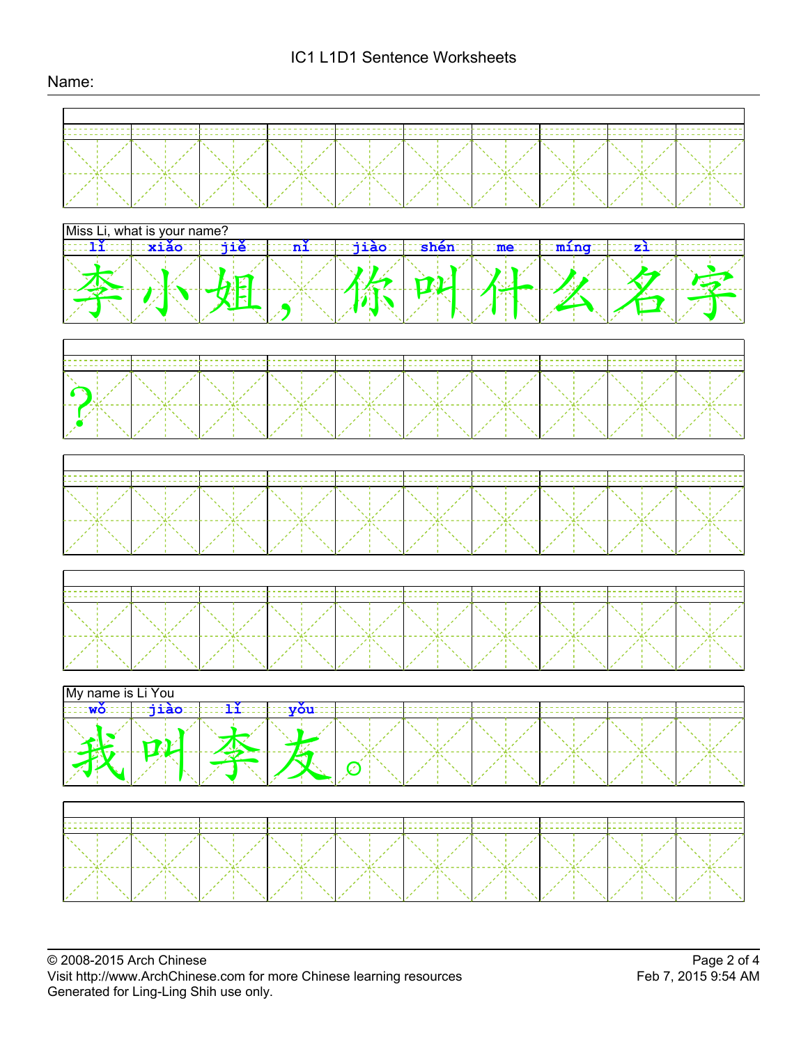# IC1 L1D1 Sentence Worksheets

Name:

Miss Li, what is your name?

| lǐ | xiǎo | jiě | | nǐ | jiào | shén | me | míng | zì |
|---|---|---|---|---|---|---|---|---|---|
| 李 | 小 | 姐 | ， | 你 | 叫 | 什 | 么 | 名 | 字 |

？

My name is Li You

| wǒ | jiào | lǐ | yǒu | |
|---|---|---|---|---|
| 我 | 叫 | 李 | 友 | 。 |

© 2008-2015 Arch Chinese
Visit http://www.ArchChinese.com for more Chinese learning resources
Generated for Ling-Ling Shih use only.

Feb 7, 2015 9:54 AM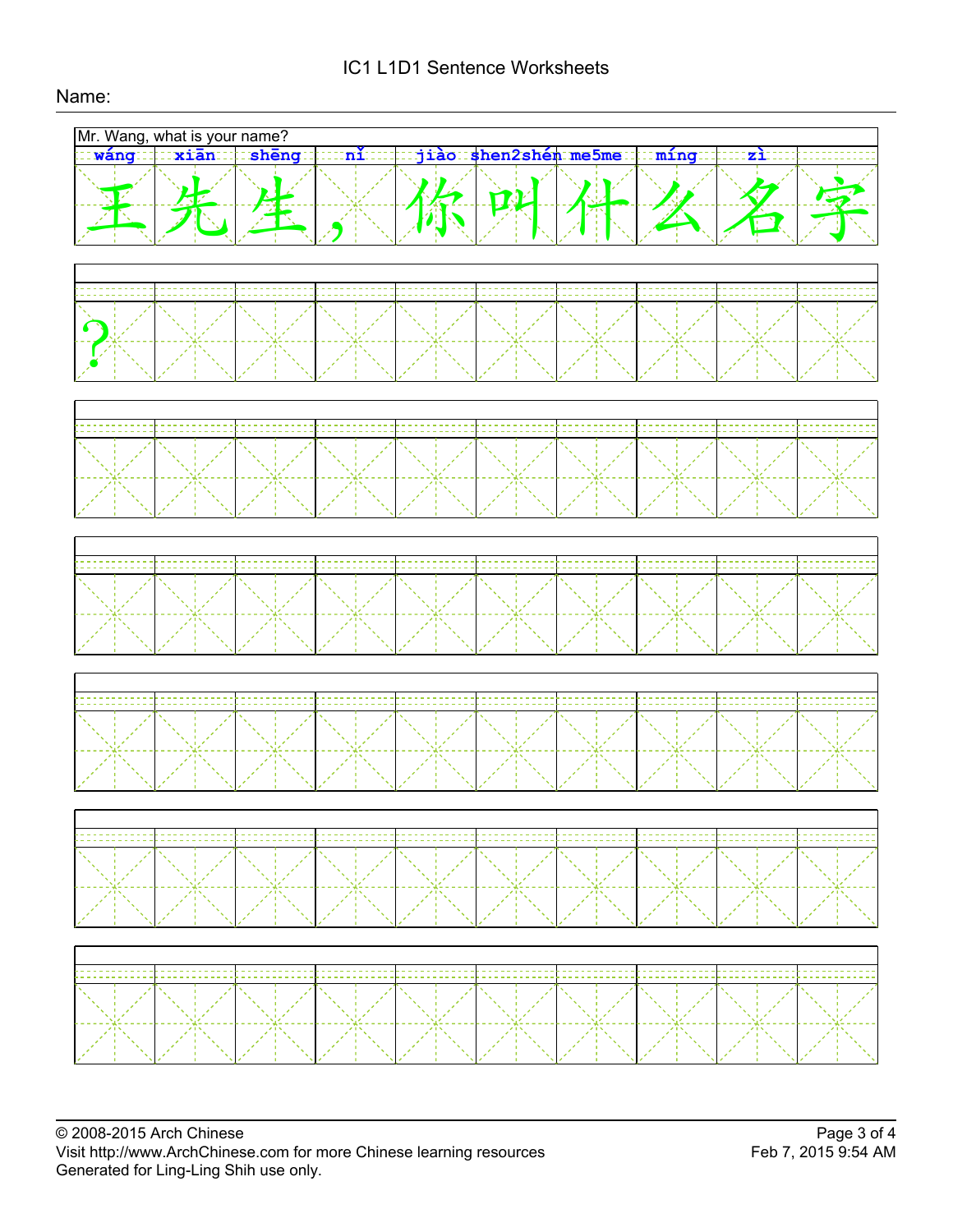# IC1 L1D1 Sentence Worksheets

Name:

Mr. Wang, what is your name?

| wáng | xiān | shēng | nǐ | jiào | shen2shén | me5me | míng | zì | |
|---|---|---|---|---|---|---|---|---|---|
| 王 | 先 | 生 | ， | 你 | 叫 | 什 | 么 | 名 | 字 |

| | | | | | | | | | |
|---|---|---|---|---|---|---|---|---|---|
| ？ | | | | | | | | | |

© 2008-2015 Arch Chinese
Visit http://www.ArchChinese.com for more Chinese learning resources
Generated for Ling-Ling Shih use only.

Feb 7, 2015 9:54 AM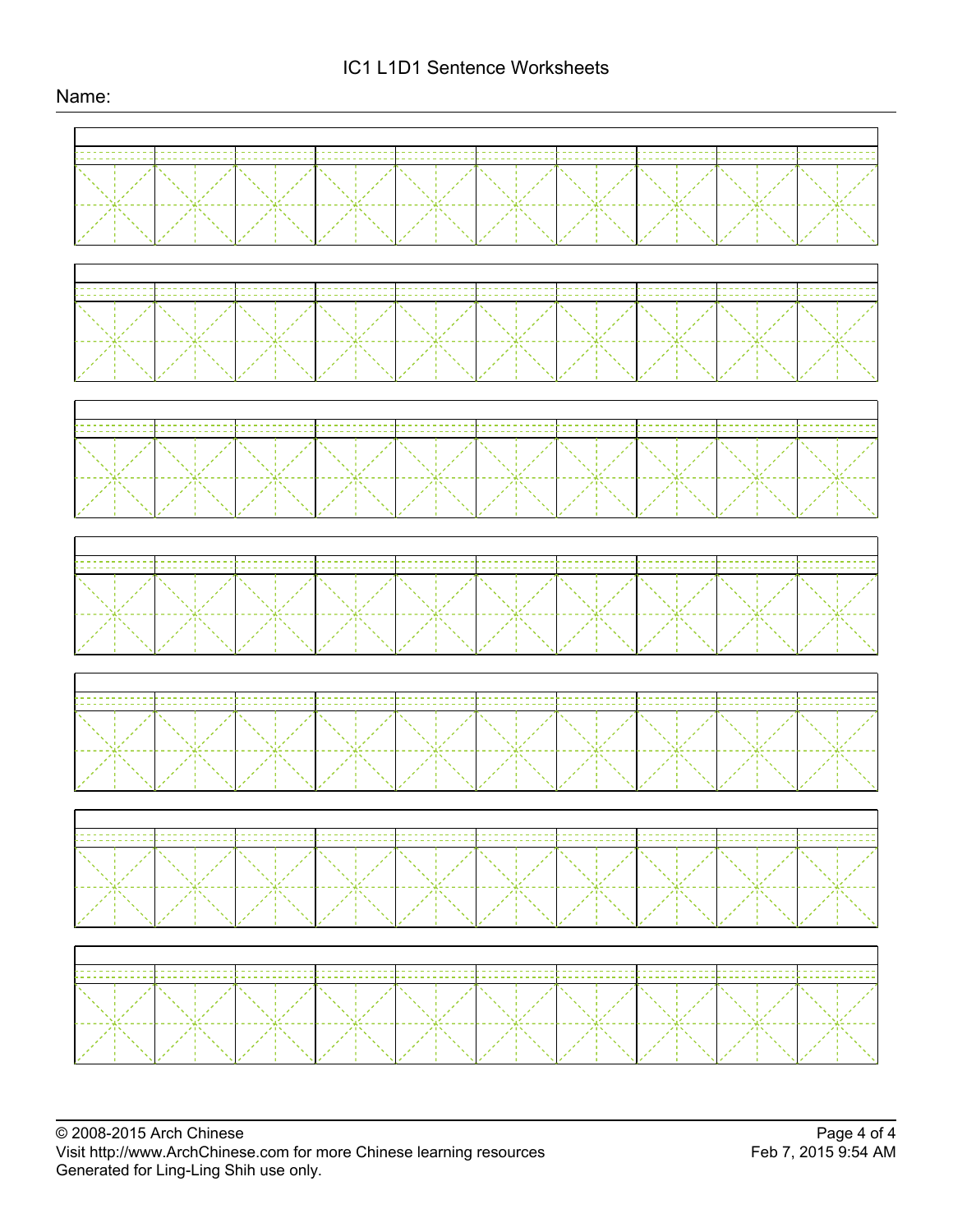IC1 L1D1 Sentence Worksheets

Name: